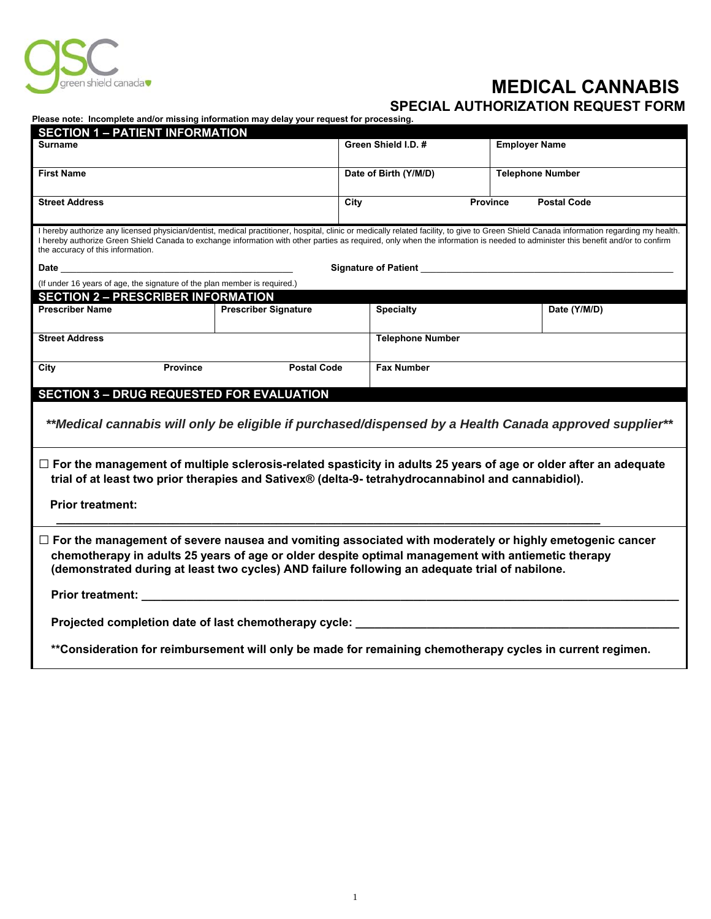green shield canada

# MEDICAL CANNABIS

## SPECIAL AUTHORIZATION REQUEST FORM

**Please note: Incomplete and/or missing information may delay your request for processing.**

### SECTION 1 – PATIENT INFORMATION

| Surname | Green Shield I.D. # | Employer Name |
|---|---|---|
| **First Name** | **Date of Birth (Y/M/D)** | **Telephone Number** |
| **Street Address** | **City** &nbsp;&nbsp;&nbsp;&nbsp; **Province** | **Postal Code** |

I hereby authorize any licensed physician/dentist, medical practitioner, hospital, clinic or medically related facility, to give to Green Shield Canada information regarding my health. I hereby authorize Green Shield Canada to exchange information with other parties as required, only when the information is needed to administer this benefit and/or to confirm the accuracy of this information.

**Date** ______________________________ **Signature of Patient** ______________________________

(If under 16 years of age, the signature of the plan member is required.)

### SECTION 2 – PRESCRIBER INFORMATION

| Prescriber Name | Prescriber Signature | Specialty | Date (Y/M/D) |
|---|---|---|---|
| **Street Address** | | **Telephone Number** | |
| **City** &nbsp;&nbsp;&nbsp;&nbsp; **Province** | **Postal Code** | **Fax Number** | |

### SECTION 3 – DRUG REQUESTED FOR EVALUATION

***\*\*Medical cannabis will only be eligible if purchased/dispensed by a Health Canada approved supplier\*\****

☐ **For the management of multiple sclerosis-related spasticity in adults 25 years of age or older after an adequate trial of at least two prior therapies and Sativex® (delta-9- tetrahydrocannabinol and cannabidiol).**

**Prior treatment:**

______________________________________________________________________

☐ **For the management of severe nausea and vomiting associated with moderately or highly emetogenic cancer chemotherapy in adults 25 years of age or older despite optimal management with antiemetic therapy (demonstrated during at least two cycles) AND failure following an adequate trial of nabilone.**

**Prior treatment:** ______________________________________________________________________

**Projected completion date of last chemotherapy cycle:** ________________________________________

**\*\*Consideration for reimbursement will only be made for remaining chemotherapy cycles in current regimen.**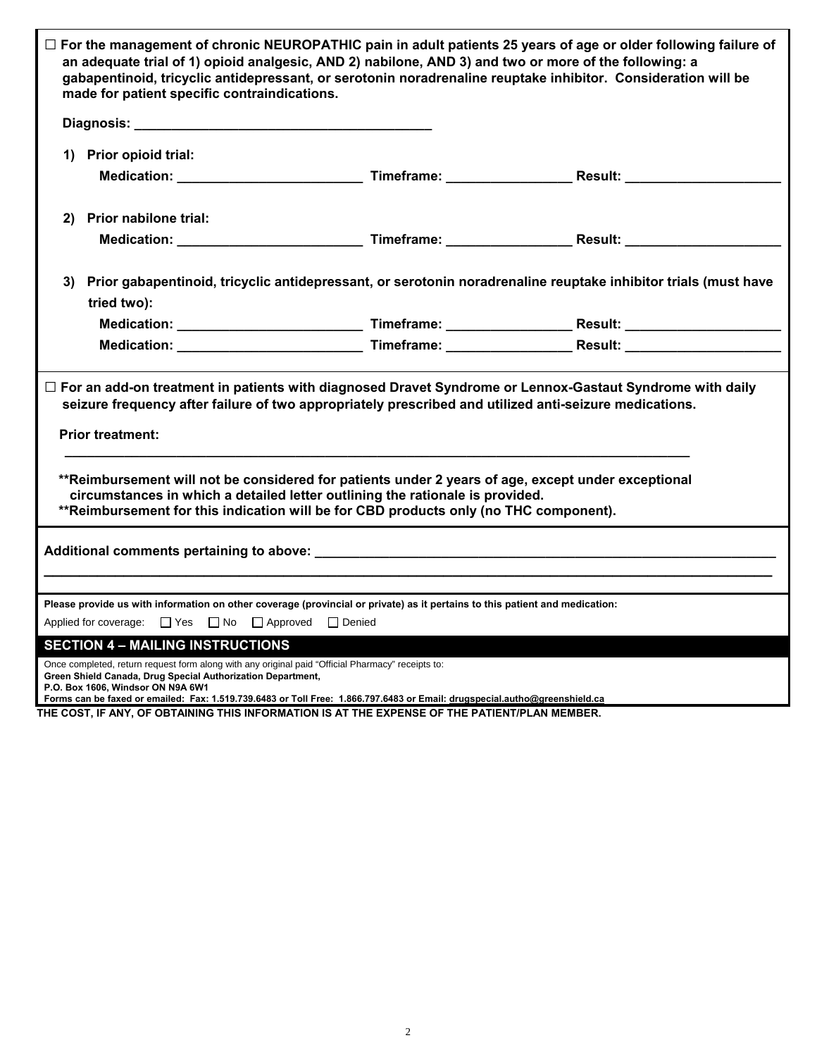☐ **For the management of chronic NEUROPATHIC pain in adult patients 25 years of age or older following failure of an adequate trial of 1) opioid analgesic, AND 2) nabilone, AND 3) and two or more of the following: a gabapentinoid, tricyclic antidepressant, or serotonin noradrenaline reuptake inhibitor. Consideration will be made for patient specific contraindications.**

**Diagnosis:** ________________________________________

1) **Prior opioid trial:**

   **Medication:** ________________________ **Timeframe:** ________________ **Result:** ____________________

2) **Prior nabilone trial:**

   **Medication:** ________________________ **Timeframe:** ________________ **Result:** ____________________

3) **Prior gabapentinoid, tricyclic antidepressant, or serotonin noradrenaline reuptake inhibitor trials (must have tried two):**

   **Medication:** ________________________ **Timeframe:** ________________ **Result:** ____________________

   **Medication:** ________________________ **Timeframe:** ________________ **Result:** ____________________

☐ **For an add-on treatment in patients with diagnosed Dravet Syndrome or Lennox-Gastaut Syndrome with daily seizure frequency after failure of two appropriately prescribed and utilized anti-seizure medications.**

**Prior treatment:**

________________________________________________________________________________

**\*\*Reimbursement will not be considered for patients under 2 years of age, except under exceptional circumstances in which a detailed letter outlining the rationale is provided.**

**\*\*Reimbursement for this indication will be for CBD products only (no THC component).**

**Additional comments pertaining to above:** ____________________________________________________________

________________________________________________________________________________________________

**Please provide us with information on other coverage (provincial or private) as it pertains to this patient and medication:**

Applied for coverage: ☐ Yes ☐ No ☐ Approved ☐ Denied

## SECTION 4 – MAILING INSTRUCTIONS

Once completed, return request form along with any original paid "Official Pharmacy" receipts to:
**Green Shield Canada, Drug Special Authorization Department,**
**P.O. Box 1606, Windsor ON N9A 6W1**
**Forms can be faxed or emailed: Fax: 1.519.739.6483 or Toll Free: 1.866.797.6483 or Email: drugspecial.autho@greenshield.ca**

**THE COST, IF ANY, OF OBTAINING THIS INFORMATION IS AT THE EXPENSE OF THE PATIENT/PLAN MEMBER.**